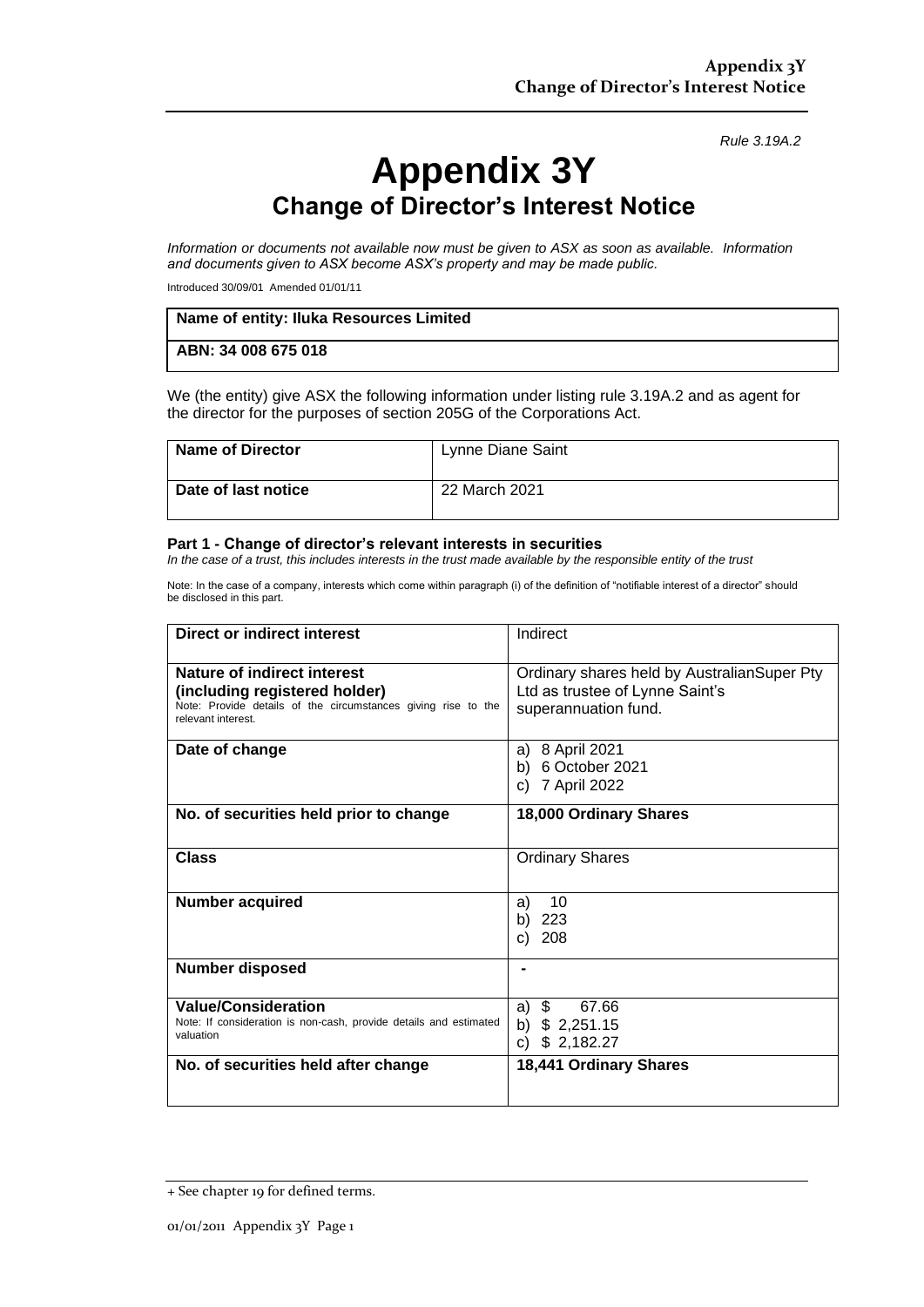*Rule 3.19A.2*

# Appendix 3Y
## Change of Director's Interest Notice

*Information or documents not available now must be given to ASX as soon as available. Information and documents given to ASX become ASX's property and may be made public.*

Introduced 30/09/01 Amended 01/01/11

| **Name of entity: Iluka Resources Limited** |
|---|
| **ABN: 34 008 675 018** |

We (the entity) give ASX the following information under listing rule 3.19A.2 and as agent for the director for the purposes of section 205G of the Corporations Act.

| **Name of Director** | Lynne Diane Saint |
|---|---|
| **Date of last notice** | 22 March 2021 |

### Part 1 - Change of director's relevant interests in securities

*In the case of a trust, this includes interests in the trust made available by the responsible entity of the trust*

Note: In the case of a company, interests which come within paragraph (i) of the definition of "notifiable interest of a director" should be disclosed in this part.

| **Direct or indirect interest** | Indirect |
|---|---|
| **Nature of indirect interest (including registered holder)**<br>Note: Provide details of the circumstances giving rise to the relevant interest. | Ordinary shares held by AustralianSuper Pty Ltd as trustee of Lynne Saint's superannuation fund. |
| **Date of change** | a) 8 April 2021<br>b) 6 October 2021<br>c) 7 April 2022 |
| **No. of securities held prior to change** | **18,000 Ordinary Shares** |
| **Class** | Ordinary Shares |
| **Number acquired** | a) 10<br>b) 223<br>c) 208 |
| **Number disposed** | - |
| **Value/Consideration**<br>Note: If consideration is non-cash, provide details and estimated valuation | a) $ 67.66<br>b) $ 2,251.15<br>c) $ 2,182.27 |
| **No. of securities held after change** | **18,441 Ordinary Shares** |

+ See chapter 19 for defined terms.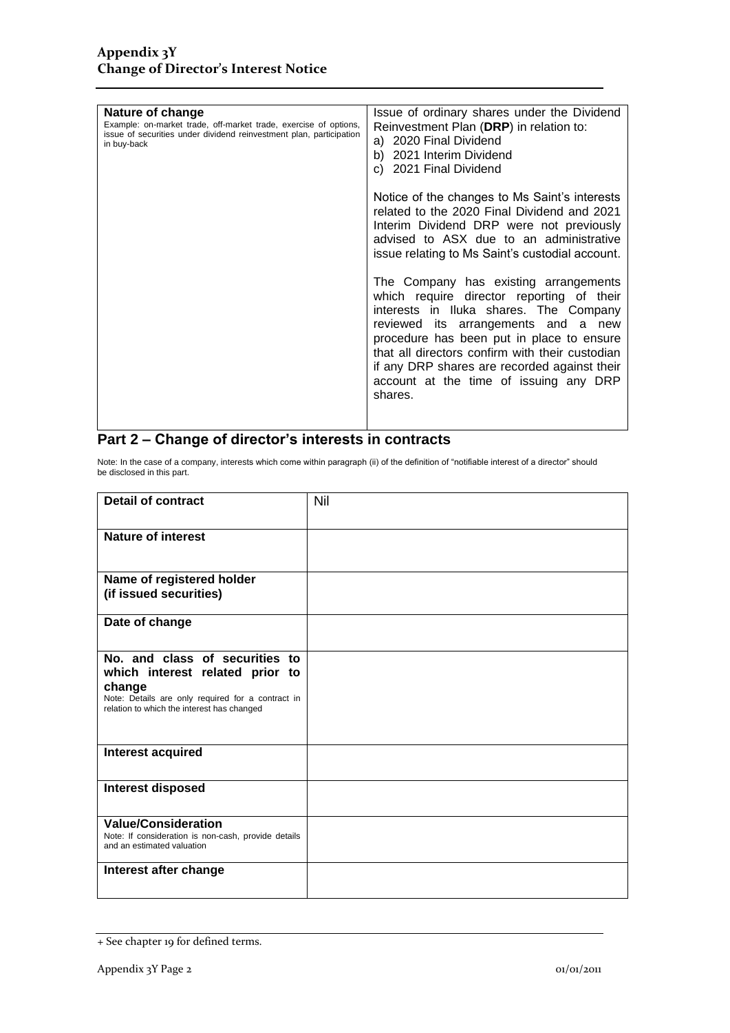| Nature of change<br>Example: on-market trade, off-market trade, exercise of options, issue of securities under dividend reinvestment plan, participation in buy-back | Issue of ordinary shares under the Dividend Reinvestment Plan (**DRP**) in relation to:<br>a) 2020 Final Dividend<br>b) 2021 Interim Dividend<br>c) 2021 Final Dividend<br><br>Notice of the changes to Ms Saint's interests related to the 2020 Final Dividend and 2021 Interim Dividend DRP were not previously advised to ASX due to an administrative issue relating to Ms Saint's custodial account.<br><br>The Company has existing arrangements which require director reporting of their interests in Iluka shares. The Company reviewed its arrangements and a new procedure has been put in place to ensure that all directors confirm with their custodian if any DRP shares are recorded against their account at the time of issuing any DRP shares. |
|---|---|

## Part 2 – Change of director's interests in contracts

Note: In the case of a company, interests which come within paragraph (ii) of the definition of "notifiable interest of a director" should be disclosed in this part.

| Detail of contract | Nil |
|---|---|
| **Nature of interest** | |
| **Name of registered holder (if issued securities)** | |
| **Date of change** | |
| **No. and class of securities to which interest related prior to change**<br>Note: Details are only required for a contract in relation to which the interest has changed | |
| **Interest acquired** | |
| **Interest disposed** | |
| **Value/Consideration**<br>Note: If consideration is non-cash, provide details and an estimated valuation | |
| **Interest after change** | |

+ See chapter 19 for defined terms.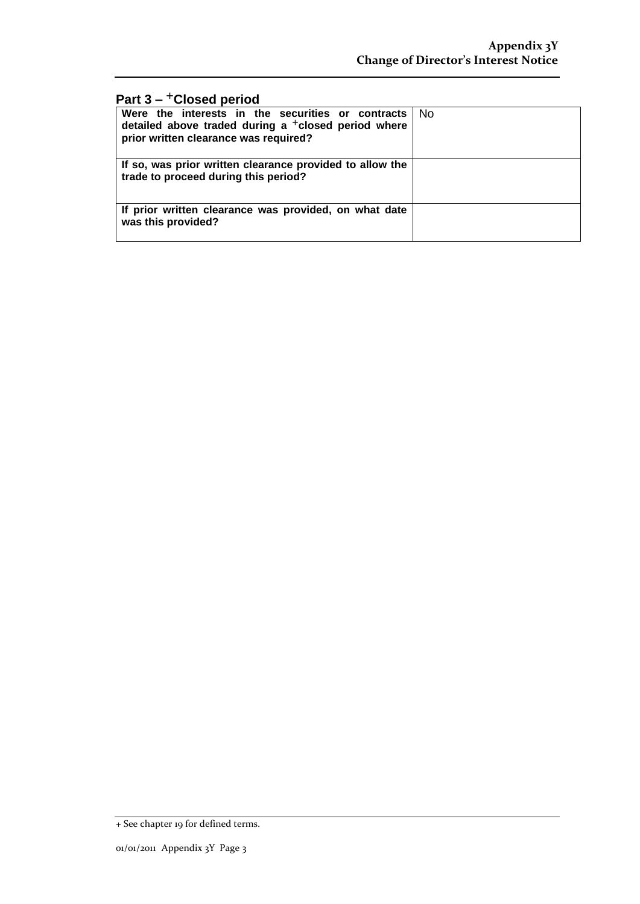## Part 3 – +Closed period

| | |
|---|---|
| **Were the interests in the securities or contracts detailed above traded during a +closed period where prior written clearance was required?** | No |
| **If so, was prior written clearance provided to allow the trade to proceed during this period?** | |
| **If prior written clearance was provided, on what date was this provided?** | |

+ See chapter 19 for defined terms.